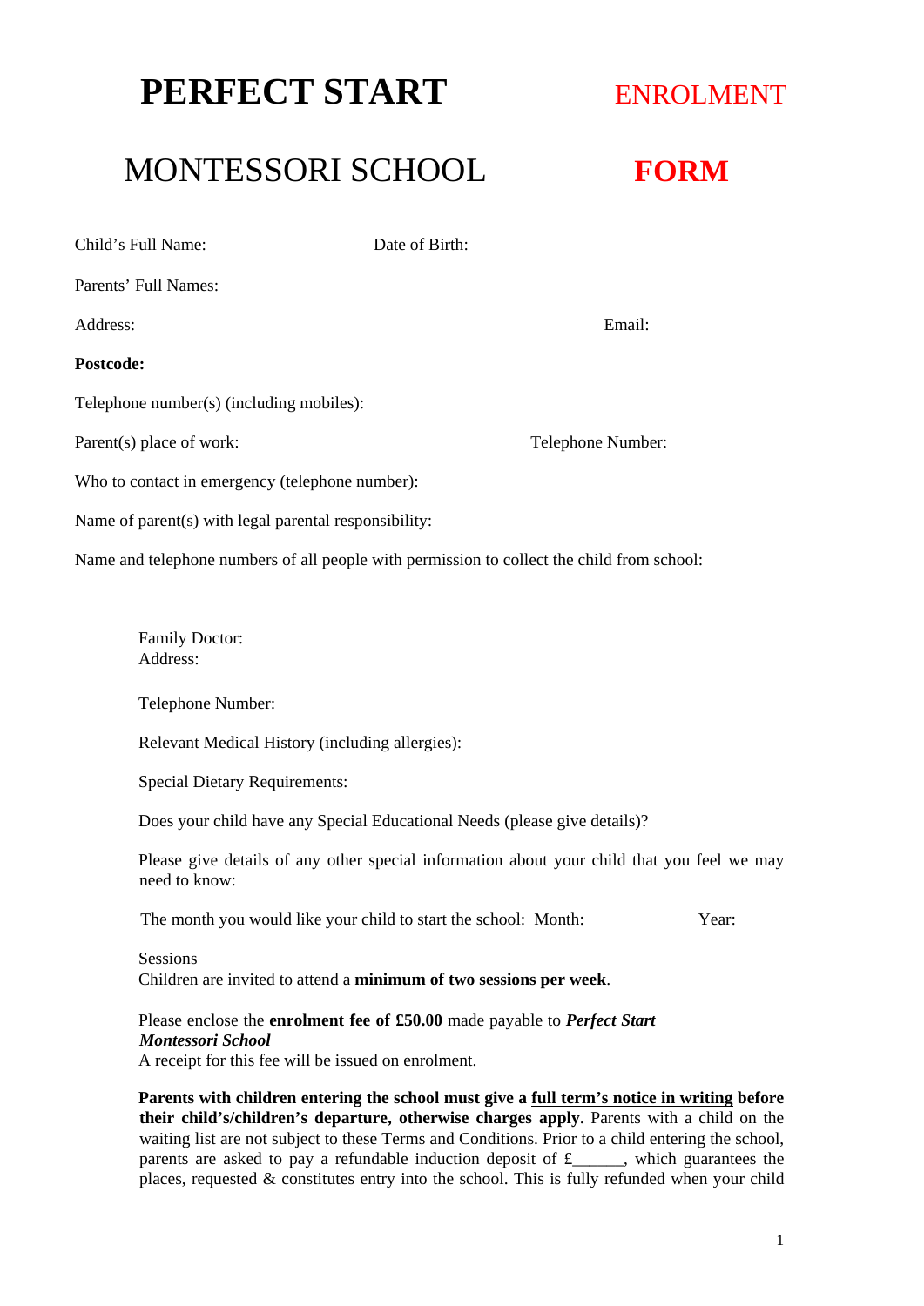# PERFECT START MONTESSORI SCHOOL

# ENROLMENT FORM

Child's Full Name: Date of Birth:

Parents' Full Names:

Address: Email:

**Postcode:**

Telephone number(s) (including mobiles):

Parent(s) place of work: Telephone Number:

Who to contact in emergency (telephone number):

Name of parent(s) with legal parental responsibility:

Name and telephone numbers of all people with permission to collect the child from school:

Family Doctor:
Address:

Telephone Number:

Relevant Medical History (including allergies):

Special Dietary Requirements:

Does your child have any Special Educational Needs (please give details)?

Please give details of any other special information about your child that you feel we may need to know:

The month you would like your child to start the school: Month: Year:

Sessions
Children are invited to attend a **minimum of two sessions per week**.

Please enclose the **enrolment fee of £50.00** made payable to ***Perfect Start Montessori School***
A receipt for this fee will be issued on enrolment.

**Parents with children entering the school must give a <u>full term's notice in writing</u> before their child's/children's departure, otherwise charges apply**. Parents with a child on the waiting list are not subject to these Terms and Conditions. Prior to a child entering the school, parents are asked to pay a refundable induction deposit of £______, which guarantees the places, requested & constitutes entry into the school. This is fully refunded when your child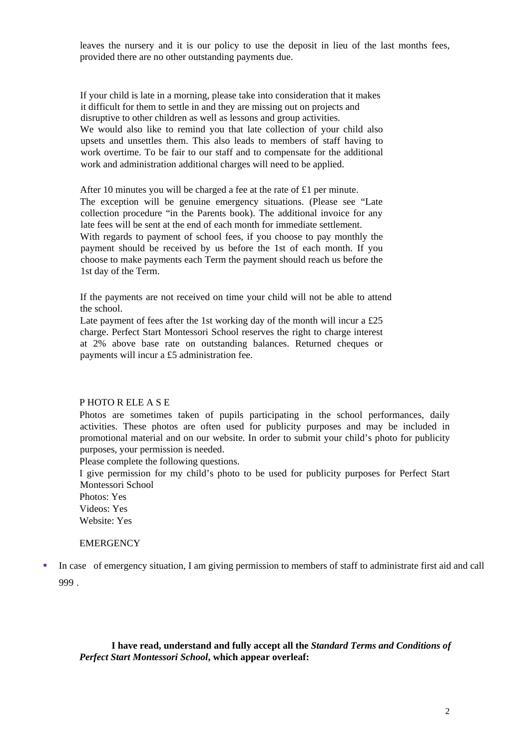leaves the nursery and it is our policy to use the deposit in lieu of the last months fees, provided there are no other outstanding payments due.

If your child is late in a morning, please take into consideration that it makes it difficult for them to settle in and they are missing out on projects and disruptive to other children as well as lessons and group activities.
We would also like to remind you that late collection of your child also upsets and unsettles them. This also leads to members of staff having to work overtime. To be fair to our staff and to compensate for the additional work and administration additional charges will need to be applied.

After 10 minutes you will be charged a fee at the rate of £1 per minute.
The exception will be genuine emergency situations. (Please see "Late collection procedure "in the Parents book). The additional invoice for any late fees will be sent at the end of each month for immediate settlement.
With regards to payment of school fees, if you choose to pay monthly the payment should be received by us before the 1st of each month. If you choose to make payments each Term the payment should reach us before the 1st day of the Term.

If the payments are not received on time your child will not be able to attend the school.
Late payment of fees after the 1st working day of the month will incur a £25 charge. Perfect Start Montessori School reserves the right to charge interest at 2% above base rate on outstanding balances. Returned cheques or payments will incur a £5 administration fee.

P HOTO R ELE A S E

Photos are sometimes taken of pupils participating in the school performances, daily activities. These photos are often used for publicity purposes and may be included in promotional material and on our website. In order to submit your child's photo for publicity purposes, your permission is needed.
Please complete the following questions.
I give permission for my child's photo to be used for publicity purposes for Perfect Start Montessori School
Photos: Yes
Videos: Yes
Website: Yes

EMERGENCY

- In case of emergency situation, I am giving permission to members of staff to administrate first aid and call 999 .

**I have read, understand and fully accept all the *Standard Terms and Conditions of Perfect Start Montessori School*, which appear overleaf:**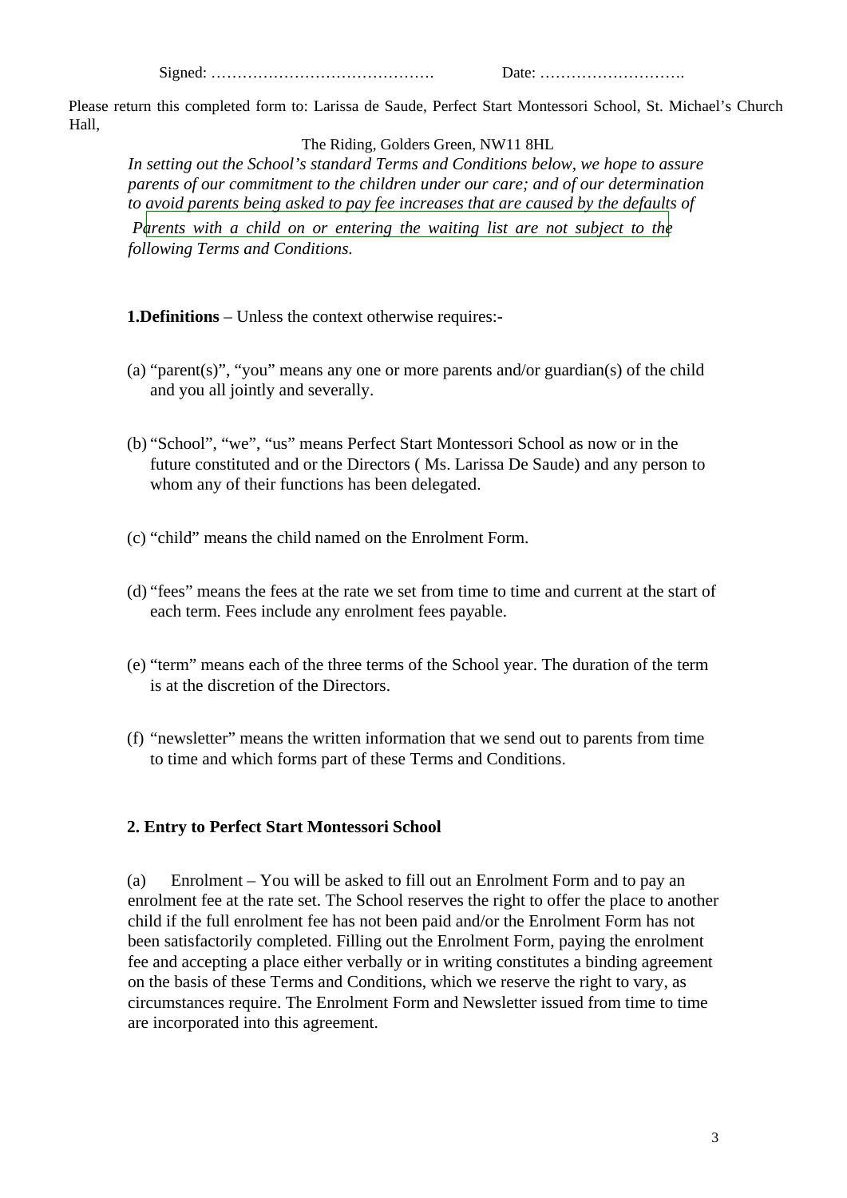Signed: ……………………………………  Date: ……………………….

Please return this completed form to: Larissa de Saude, Perfect Start Montessori School, St. Michael's Church Hall,

The Riding, Golders Green, NW11 8HL

*In setting out the School's standard Terms and Conditions below, we hope to assure parents of our commitment to the children under our care; and of our determination to avoid parents being asked to pay fee increases that are caused by the defaults of*

*Parents with a child on or entering the waiting list are not subject to the following Terms and Conditions.*

**1.Definitions** – Unless the context otherwise requires:-

(a) "parent(s)", "you" means any one or more parents and/or guardian(s) of the child and you all jointly and severally.

(b) "School", "we", "us" means Perfect Start Montessori School as now or in the future constituted and or the Directors ( Ms. Larissa De Saude) and any person to whom any of their functions has been delegated.

(c) "child" means the child named on the Enrolment Form.

(d) "fees" means the fees at the rate we set from time to time and current at the start of each term. Fees include any enrolment fees payable.

(e) "term" means each of the three terms of the School year. The duration of the term is at the discretion of the Directors.

(f) "newsletter" means the written information that we send out to parents from time to time and which forms part of these Terms and Conditions.

**2. Entry to Perfect Start Montessori School**

(a) Enrolment – You will be asked to fill out an Enrolment Form and to pay an enrolment fee at the rate set. The School reserves the right to offer the place to another child if the full enrolment fee has not been paid and/or the Enrolment Form has not been satisfactorily completed. Filling out the Enrolment Form, paying the enrolment fee and accepting a place either verbally or in writing constitutes a binding agreement on the basis of these Terms and Conditions, which we reserve the right to vary, as circumstances require. The Enrolment Form and Newsletter issued from time to time are incorporated into this agreement.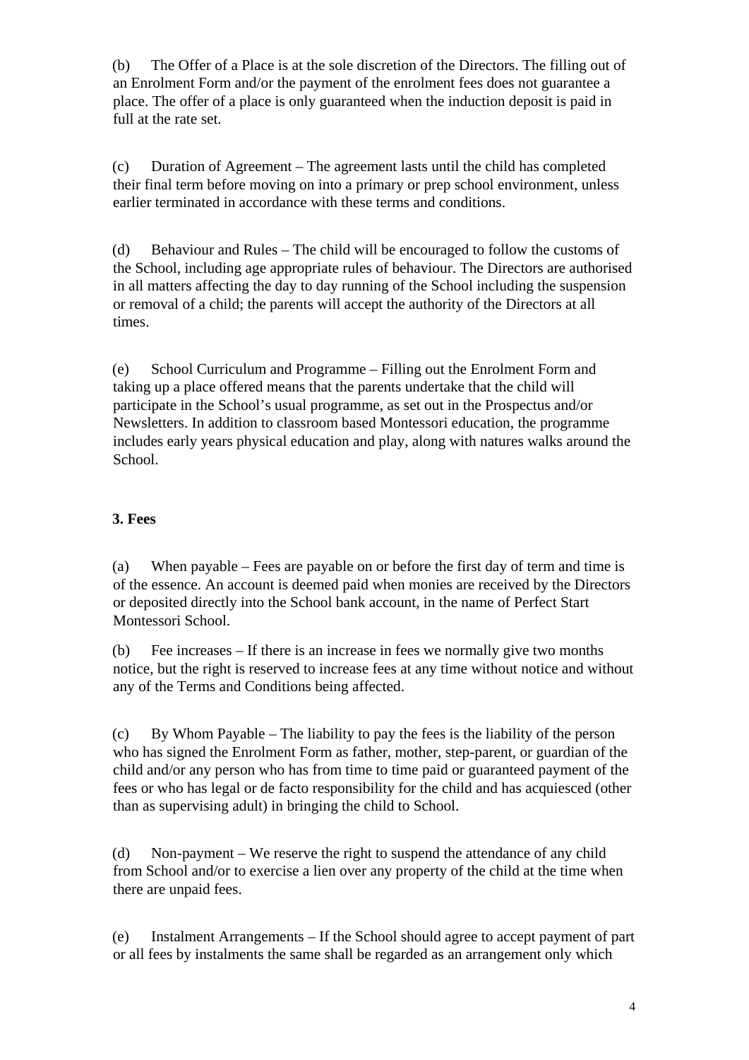(b) The Offer of a Place is at the sole discretion of the Directors. The filling out of an Enrolment Form and/or the payment of the enrolment fees does not guarantee a place. The offer of a place is only guaranteed when the induction deposit is paid in full at the rate set.

(c) Duration of Agreement – The agreement lasts until the child has completed their final term before moving on into a primary or prep school environment, unless earlier terminated in accordance with these terms and conditions.

(d) Behaviour and Rules – The child will be encouraged to follow the customs of the School, including age appropriate rules of behaviour. The Directors are authorised in all matters affecting the day to day running of the School including the suspension or removal of a child; the parents will accept the authority of the Directors at all times.

(e) School Curriculum and Programme – Filling out the Enrolment Form and taking up a place offered means that the parents undertake that the child will participate in the School's usual programme, as set out in the Prospectus and/or Newsletters. In addition to classroom based Montessori education, the programme includes early years physical education and play, along with natures walks around the School.

**3. Fees**

(a) When payable – Fees are payable on or before the first day of term and time is of the essence. An account is deemed paid when monies are received by the Directors or deposited directly into the School bank account, in the name of Perfect Start Montessori School.

(b) Fee increases – If there is an increase in fees we normally give two months notice, but the right is reserved to increase fees at any time without notice and without any of the Terms and Conditions being affected.

(c) By Whom Payable – The liability to pay the fees is the liability of the person who has signed the Enrolment Form as father, mother, step-parent, or guardian of the child and/or any person who has from time to time paid or guaranteed payment of the fees or who has legal or de facto responsibility for the child and has acquiesced (other than as supervising adult) in bringing the child to School.

(d) Non-payment – We reserve the right to suspend the attendance of any child from School and/or to exercise a lien over any property of the child at the time when there are unpaid fees.

(e) Instalment Arrangements – If the School should agree to accept payment of part or all fees by instalments the same shall be regarded as an arrangement only which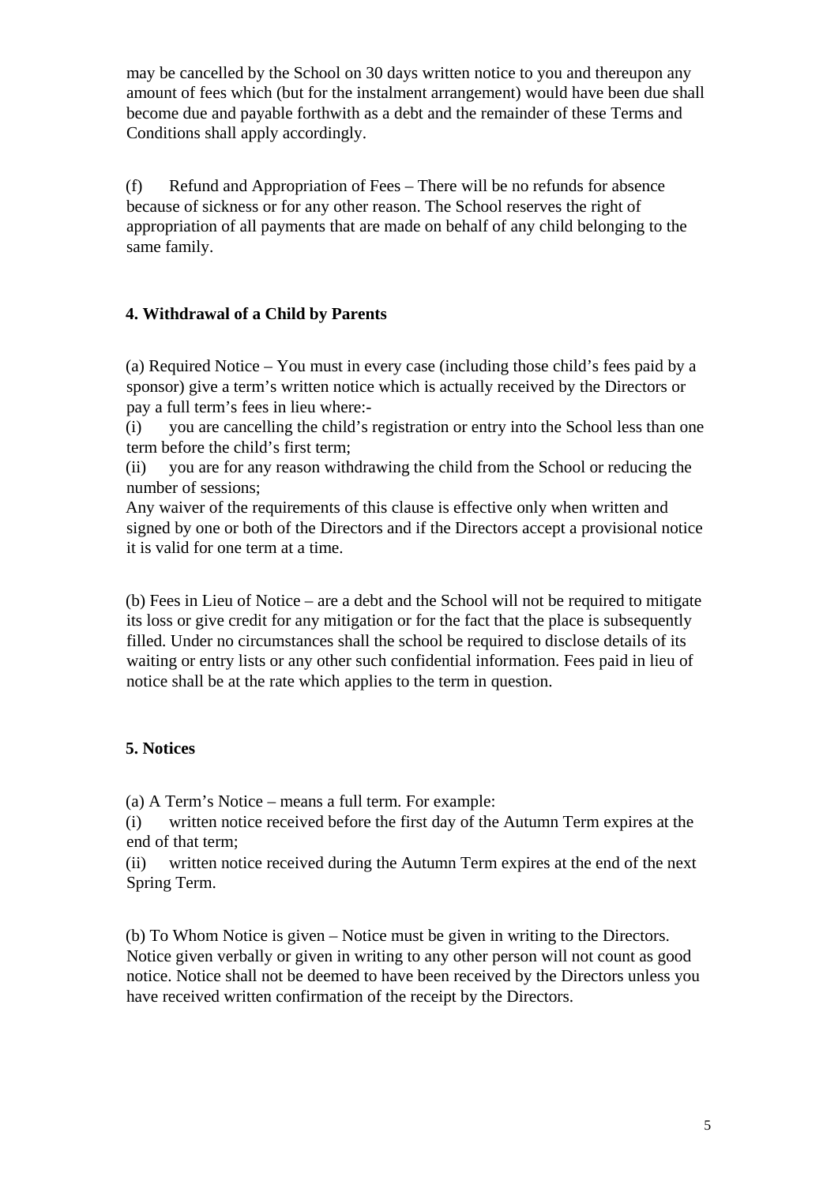may be cancelled by the School on 30 days written notice to you and thereupon any amount of fees which (but for the instalment arrangement) would have been due shall become due and payable forthwith as a debt and the remainder of these Terms and Conditions shall apply accordingly.

(f) Refund and Appropriation of Fees – There will be no refunds for absence because of sickness or for any other reason. The School reserves the right of appropriation of all payments that are made on behalf of any child belonging to the same family.

**4. Withdrawal of a Child by Parents**

(a) Required Notice – You must in every case (including those child's fees paid by a sponsor) give a term's written notice which is actually received by the Directors or pay a full term's fees in lieu where:-

(i) you are cancelling the child's registration or entry into the School less than one term before the child's first term;

(ii) you are for any reason withdrawing the child from the School or reducing the number of sessions;

Any waiver of the requirements of this clause is effective only when written and signed by one or both of the Directors and if the Directors accept a provisional notice it is valid for one term at a time.

(b) Fees in Lieu of Notice – are a debt and the School will not be required to mitigate its loss or give credit for any mitigation or for the fact that the place is subsequently filled. Under no circumstances shall the school be required to disclose details of its waiting or entry lists or any other such confidential information. Fees paid in lieu of notice shall be at the rate which applies to the term in question.

**5. Notices**

(a) A Term's Notice – means a full term. For example:

(i) written notice received before the first day of the Autumn Term expires at the end of that term;

(ii) written notice received during the Autumn Term expires at the end of the next Spring Term.

(b) To Whom Notice is given – Notice must be given in writing to the Directors. Notice given verbally or given in writing to any other person will not count as good notice. Notice shall not be deemed to have been received by the Directors unless you have received written confirmation of the receipt by the Directors.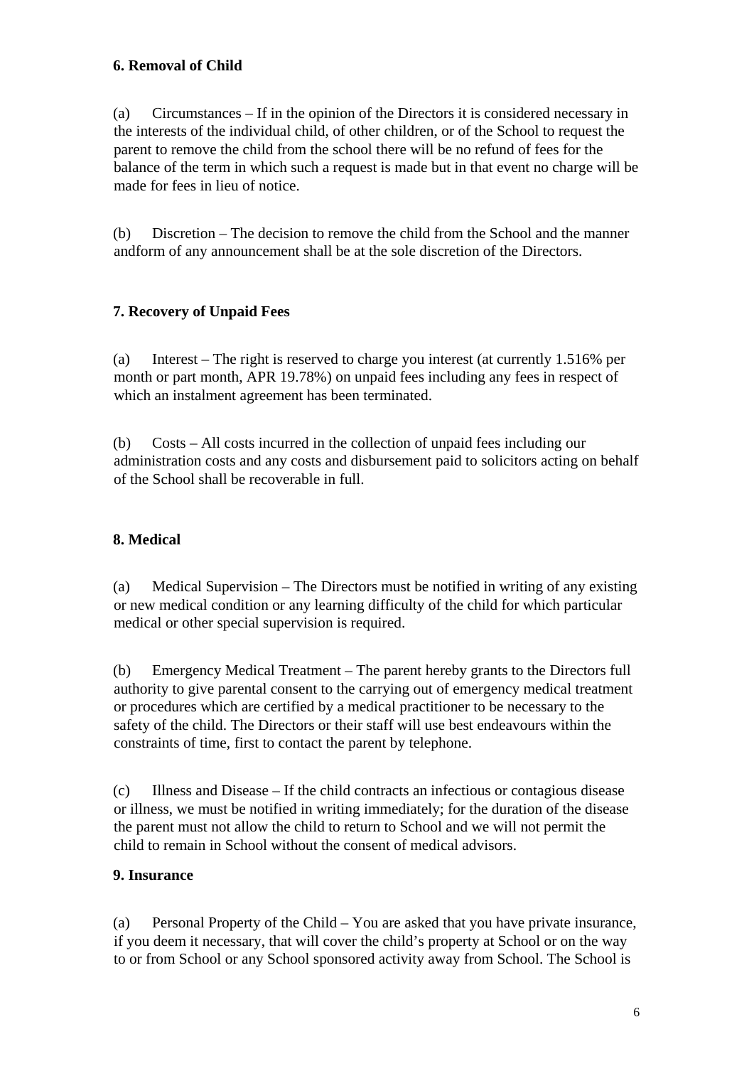**6. Removal of Child**

(a) Circumstances – If in the opinion of the Directors it is considered necessary in the interests of the individual child, of other children, or of the School to request the parent to remove the child from the school there will be no refund of fees for the balance of the term in which such a request is made but in that event no charge will be made for fees in lieu of notice.

(b) Discretion – The decision to remove the child from the School and the manner andform of any announcement shall be at the sole discretion of the Directors.

**7. Recovery of Unpaid Fees**

(a) Interest – The right is reserved to charge you interest (at currently 1.516% per month or part month, APR 19.78%) on unpaid fees including any fees in respect of which an instalment agreement has been terminated.

(b) Costs – All costs incurred in the collection of unpaid fees including our administration costs and any costs and disbursement paid to solicitors acting on behalf of the School shall be recoverable in full.

**8. Medical**

(a) Medical Supervision – The Directors must be notified in writing of any existing or new medical condition or any learning difficulty of the child for which particular medical or other special supervision is required.

(b) Emergency Medical Treatment – The parent hereby grants to the Directors full authority to give parental consent to the carrying out of emergency medical treatment or procedures which are certified by a medical practitioner to be necessary to the safety of the child. The Directors or their staff will use best endeavours within the constraints of time, first to contact the parent by telephone.

(c) Illness and Disease – If the child contracts an infectious or contagious disease or illness, we must be notified in writing immediately; for the duration of the disease the parent must not allow the child to return to School and we will not permit the child to remain in School without the consent of medical advisors.

**9. Insurance**

(a) Personal Property of the Child – You are asked that you have private insurance, if you deem it necessary, that will cover the child's property at School or on the way to or from School or any School sponsored activity away from School. The School is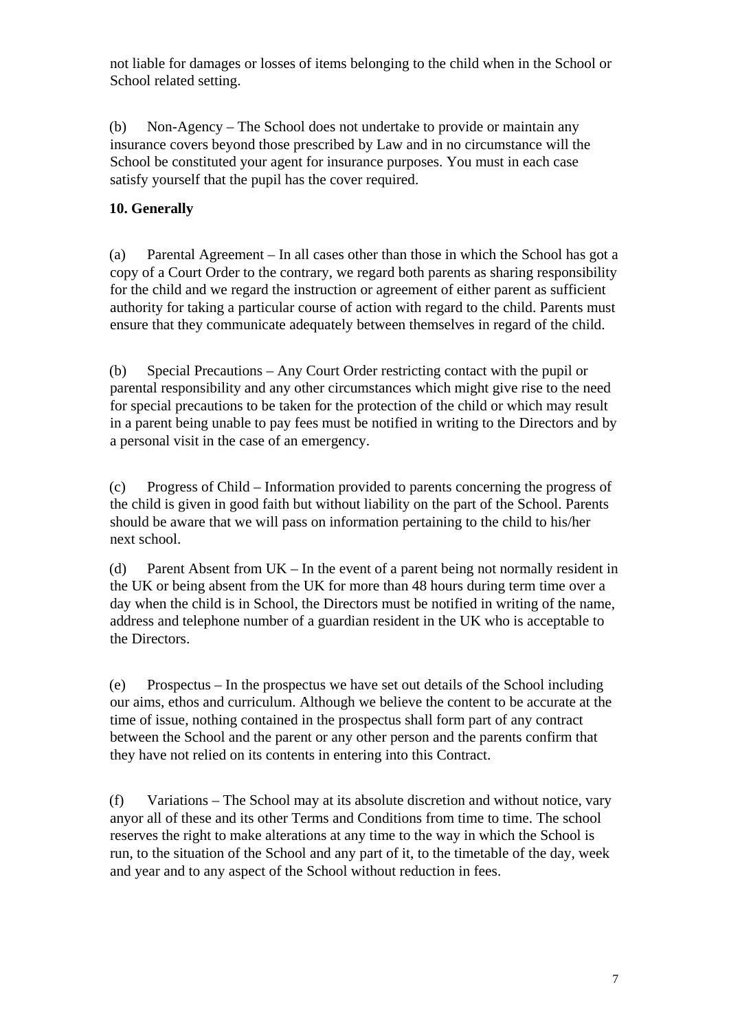not liable for damages or losses of items belonging to the child when in the School or School related setting.

(b) Non-Agency – The School does not undertake to provide or maintain any insurance covers beyond those prescribed by Law and in no circumstance will the School be constituted your agent for insurance purposes. You must in each case satisfy yourself that the pupil has the cover required.

**10. Generally**

(a) Parental Agreement – In all cases other than those in which the School has got a copy of a Court Order to the contrary, we regard both parents as sharing responsibility for the child and we regard the instruction or agreement of either parent as sufficient authority for taking a particular course of action with regard to the child. Parents must ensure that they communicate adequately between themselves in regard of the child.

(b) Special Precautions – Any Court Order restricting contact with the pupil or parental responsibility and any other circumstances which might give rise to the need for special precautions to be taken for the protection of the child or which may result in a parent being unable to pay fees must be notified in writing to the Directors and by a personal visit in the case of an emergency.

(c) Progress of Child – Information provided to parents concerning the progress of the child is given in good faith but without liability on the part of the School. Parents should be aware that we will pass on information pertaining to the child to his/her next school.

(d) Parent Absent from UK – In the event of a parent being not normally resident in the UK or being absent from the UK for more than 48 hours during term time over a day when the child is in School, the Directors must be notified in writing of the name, address and telephone number of a guardian resident in the UK who is acceptable to the Directors.

(e) Prospectus – In the prospectus we have set out details of the School including our aims, ethos and curriculum. Although we believe the content to be accurate at the time of issue, nothing contained in the prospectus shall form part of any contract between the School and the parent or any other person and the parents confirm that they have not relied on its contents in entering into this Contract.

(f) Variations – The School may at its absolute discretion and without notice, vary anyor all of these and its other Terms and Conditions from time to time. The school reserves the right to make alterations at any time to the way in which the School is run, to the situation of the School and any part of it, to the timetable of the day, week and year and to any aspect of the School without reduction in fees.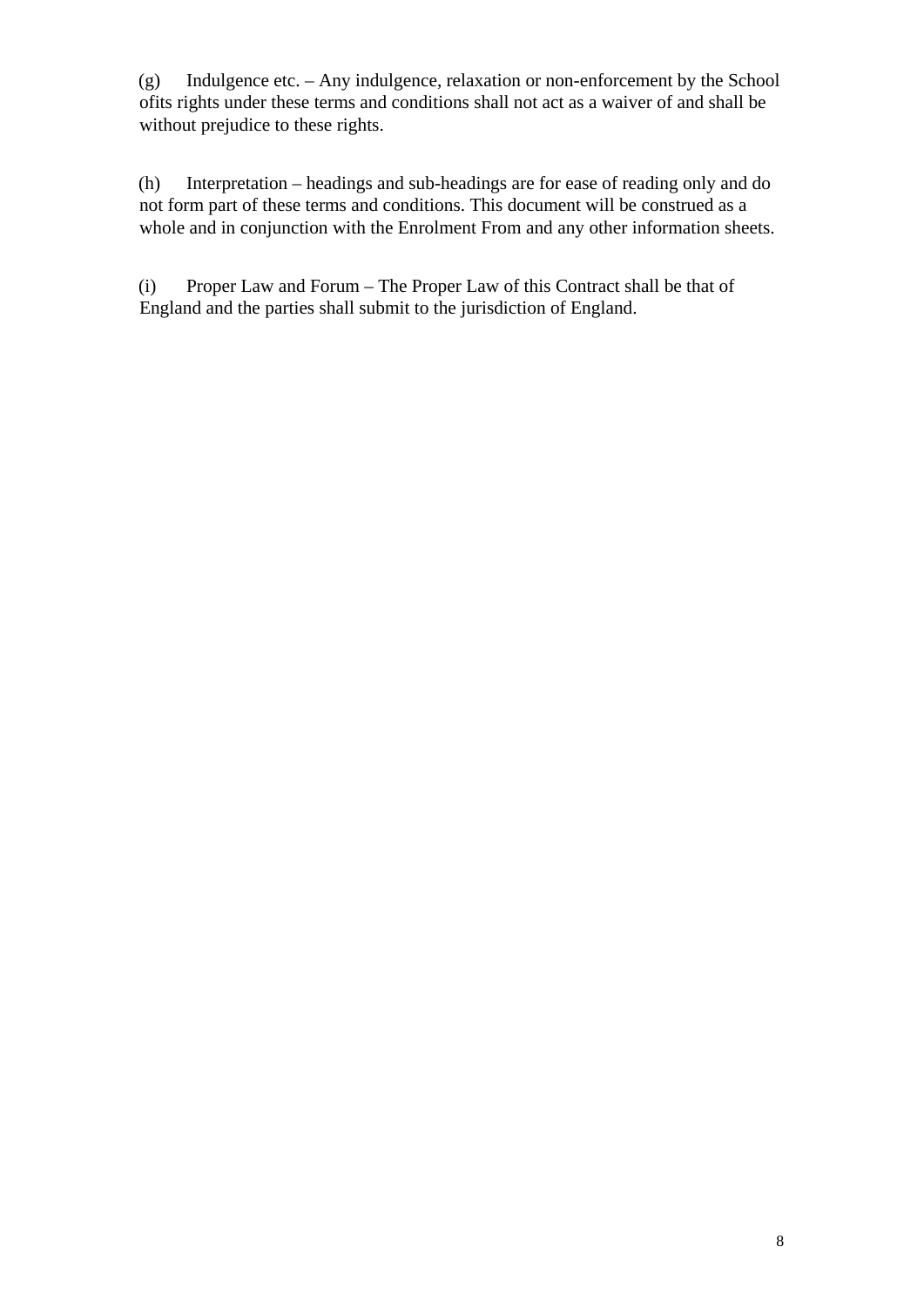(g) Indulgence etc. – Any indulgence, relaxation or non-enforcement by the School ofits rights under these terms and conditions shall not act as a waiver of and shall be without prejudice to these rights.

(h) Interpretation – headings and sub-headings are for ease of reading only and do not form part of these terms and conditions. This document will be construed as a whole and in conjunction with the Enrolment From and any other information sheets.

(i) Proper Law and Forum – The Proper Law of this Contract shall be that of England and the parties shall submit to the jurisdiction of England.